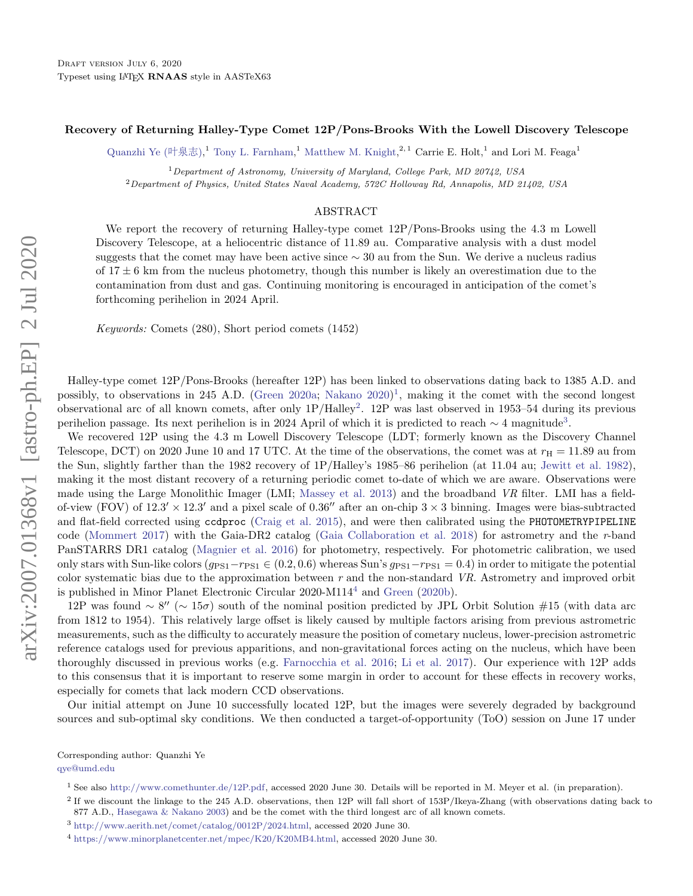# Recovery of Returning Halley-Type Comet 12P/Pons-Brooks With the Lowell Discovery Telescope

Quanzhi Ye (叶泉志),[1] Tony L. Farnham,[1] Matthew M. Knight,[2,1] Carrie E. Holt,[1] and Lori M. Feaga[1]

[1] *Department of Astronomy, University of Maryland, College Park, MD 20742, USA*

[2] *Department of Physics, United States Naval Academy, 572C Holloway Rd, Annapolis, MD 21402, USA*

## ABSTRACT

We report the recovery of returning Halley-type comet 12P/Pons-Brooks using the 4.3 m Lowell Discovery Telescope, at a heliocentric distance of 11.89 au. Comparative analysis with a dust model suggests that the comet may have been active since ∼ 30 au from the Sun. We derive a nucleus radius of $17 \pm 6$ km from the nucleus photometry, though this number is likely an overestimation due to the contamination from dust and gas. Continuing monitoring is encouraged in anticipation of the comet's forthcoming perihelion in 2024 April.

*Keywords:* Comets (280), Short period comets (1452)

Halley-type comet 12P/Pons-Brooks (hereafter 12P) has been linked to observations dating back to 1385 A.D. and possibly, to observations in 245 A.D. (Green 2020a; Nakano 2020)[1], making it the comet with the second longest observational arc of all known comets, after only 1P/Halley[2]. 12P was last observed in 1953–54 during its previous perihelion passage. Its next perihelion is in 2024 April of which it is predicted to reach ∼ 4 magnitude[3].

We recovered 12P using the 4.3 m Lowell Discovery Telescope (LDT; formerly known as the Discovery Channel Telescope, DCT) on 2020 June 10 and 17 UTC. At the time of the observations, the comet was at $r_{\rm H} = 11.89$ au from the Sun, slightly farther than the 1982 recovery of 1P/Halley's 1985–86 perihelion (at 11.04 au; Jewitt et al. 1982), making it the most distant recovery of a returning periodic comet to-date of which we are aware. Observations were made using the Large Monolithic Imager (LMI; Massey et al. 2013) and the broadband *VR* filter. LMI has a field-of-view (FOV) of $12.3' \times 12.3'$ and a pixel scale of $0.36''$ after an on-chip $3 \times 3$ binning. Images were bias-subtracted and flat-field corrected using `ccdproc` (Craig et al. 2015), and were then calibrated using the `PHOTOMETRYPIPELINE` code (Mommert 2017) with the Gaia-DR2 catalog (Gaia Collaboration et al. 2018) for astrometry and the *r*-band PanSTARRS DR1 catalog (Magnier et al. 2016) for photometry, respectively. For photometric calibration, we used only stars with Sun-like colors ($g_{\rm PS1} - r_{\rm PS1} \in (0.2, 0.6)$ whereas Sun's $g_{\rm PS1} - r_{\rm PS1} = 0.4$) in order to mitigate the potential color systematic bias due to the approximation between $r$ and the non-standard *VR*. Astrometry and improved orbit is published in Minor Planet Electronic Circular 2020-M114[4] and Green (2020b).

12P was found $\sim 8''$ ($\sim 15\sigma$) south of the nominal position predicted by JPL Orbit Solution #15 (with data arc from 1812 to 1954). This relatively large offset is likely caused by multiple factors arising from previous astrometric measurements, such as the difficulty to accurately measure the position of cometary nucleus, lower-precision astrometric reference catalogs used for previous apparitions, and non-gravitational forces acting on the nucleus, which have been thoroughly discussed in previous works (e.g. Farnocchia et al. 2016; Li et al. 2017). Our experience with 12P adds to this consensus that it is important to reserve some margin in order to account for these effects in recovery works, especially for comets that lack modern CCD observations.

Our initial attempt on June 10 successfully located 12P, but the images were severely degraded by background sources and sub-optimal sky conditions. We then conducted a target-of-opportunity (ToO) session on June 17 under

Corresponding author: Quanzhi Ye
qye@umd.edu

[1] See also http://www.comethunter.de/12P.pdf, accessed 2020 June 30. Details will be reported in M. Meyer et al. (in preparation).

[2] If we discount the linkage to the 245 A.D. observations, then 12P will fall short of 153P/Ikeya-Zhang (with observations dating back to 877 A.D., Hasegawa & Nakano 2003) and be the comet with the third longest arc of all known comets.

[3] http://www.aerith.net/comet/catalog/0012P/2024.html, accessed 2020 June 30.

[4] https://www.minorplanetcenter.net/mpec/K20/K20MB4.html, accessed 2020 June 30.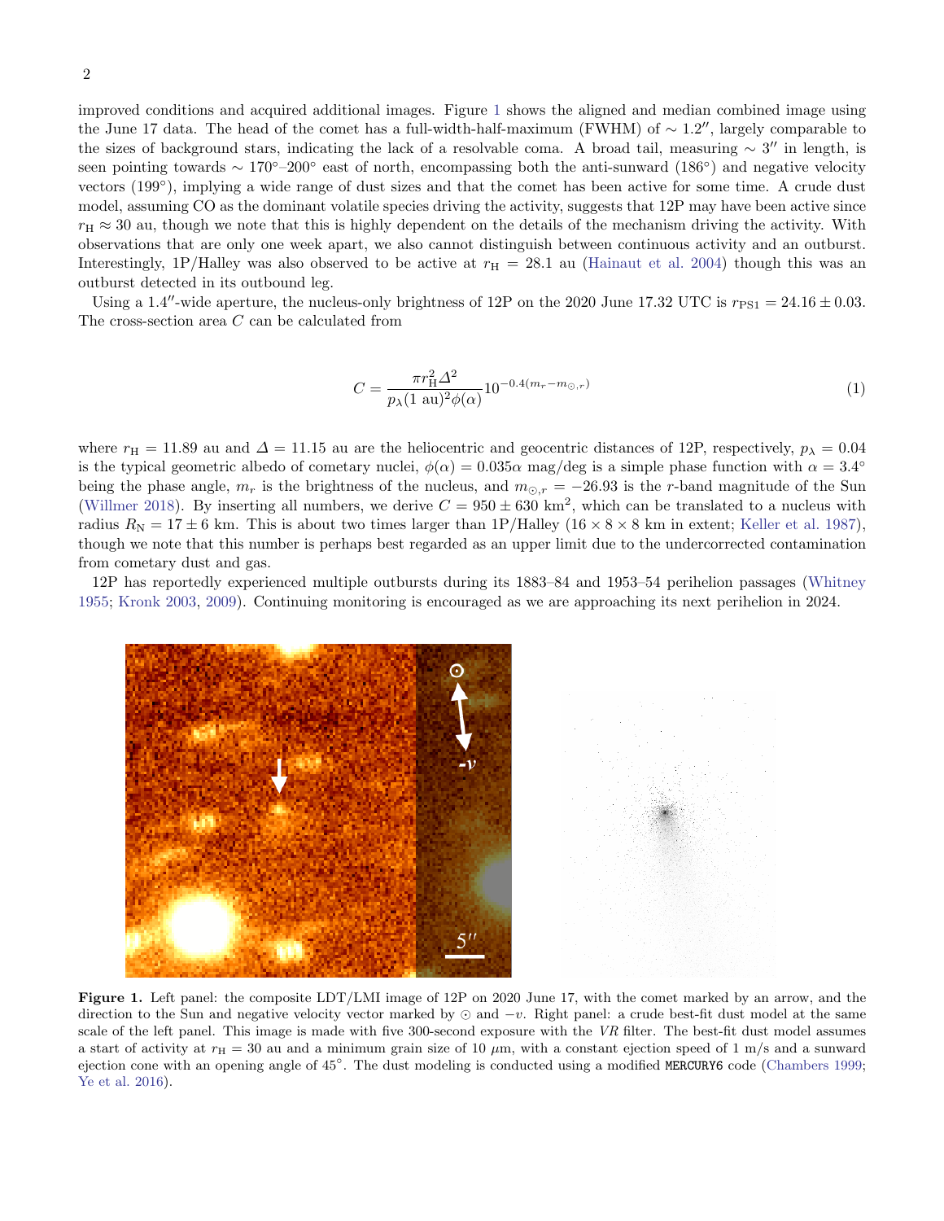improved conditions and acquired additional images. Figure 1 shows the aligned and median combined image using the June 17 data. The head of the comet has a full-width-half-maximum (FWHM) of $\sim 1.2''$, largely comparable to the sizes of background stars, indicating the lack of a resolvable coma. A broad tail, measuring $\sim 3''$ in length, is seen pointing towards $\sim 170^\circ$–$200^\circ$ east of north, encompassing both the anti-sunward ($186^\circ$) and negative velocity vectors ($199^\circ$), implying a wide range of dust sizes and that the comet has been active for some time. A crude dust model, assuming CO as the dominant volatile species driving the activity, suggests that 12P may have been active since $r_{\rm H} \approx 30$ au, though we note that this is highly dependent on the details of the mechanism driving the activity. With observations that are only one week apart, we also cannot distinguish between continuous activity and an outburst. Interestingly, 1P/Halley was also observed to be active at $r_{\rm H} = 28.1$ au (Hainaut et al. 2004) though this was an outburst detected in its outbound leg.

Using a $1.4''$-wide aperture, the nucleus-only brightness of 12P on the 2020 June 17.32 UTC is $r_{\rm PS1} = 24.16 \pm 0.03$. The cross-section area $C$ can be calculated from

$$C = \frac{\pi r_{\rm H}^2 \Delta^2}{p_\lambda (1\ {\rm au})^2 \phi(\alpha)} 10^{-0.4(m_r - m_{\odot,r})} \tag{1}$$

where $r_{\rm H} = 11.89$ au and $\Delta = 11.15$ au are the heliocentric and geocentric distances of 12P, respectively, $p_\lambda = 0.04$ is the typical geometric albedo of cometary nuclei, $\phi(\alpha) = 0.035\alpha$ mag/deg is a simple phase function with $\alpha = 3.4^\circ$ being the phase angle, $m_r$ is the brightness of the nucleus, and $m_{\odot,r} = -26.93$ is the $r$-band magnitude of the Sun (Willmer 2018). By inserting all numbers, we derive $C = 950 \pm 630$ km$^2$, which can be translated to a nucleus with radius $R_{\rm N} = 17 \pm 6$ km. This is about two times larger than 1P/Halley ($16 \times 8 \times 8$ km in extent; Keller et al. 1987), though we note that this number is perhaps best regarded as an upper limit due to the undercorrected contamination from cometary dust and gas.

12P has reportedly experienced multiple outbursts during its 1883–84 and 1953–54 perihelion passages (Whitney 1955; Kronk 2003, 2009). Continuing monitoring is encouraged as we are approaching its next perihelion in 2024.

-v

5″

**Figure 1.** Left panel: the composite LDT/LMI image of 12P on 2020 June 17, with the comet marked by an arrow, and the direction to the Sun and negative velocity vector marked by $\odot$ and $-v$. Right panel: a crude best-fit dust model at the same scale of the left panel. This image is made with five 300-second exposure with the *VR* filter. The best-fit dust model assumes a start of activity at $r_{\rm H} = 30$ au and a minimum grain size of 10 $\mu$m, with a constant ejection speed of 1 m/s and a sunward ejection cone with an opening angle of $45^\circ$. The dust modeling is conducted using a modified `MERCURY6` code (Chambers 1999; Ye et al. 2016).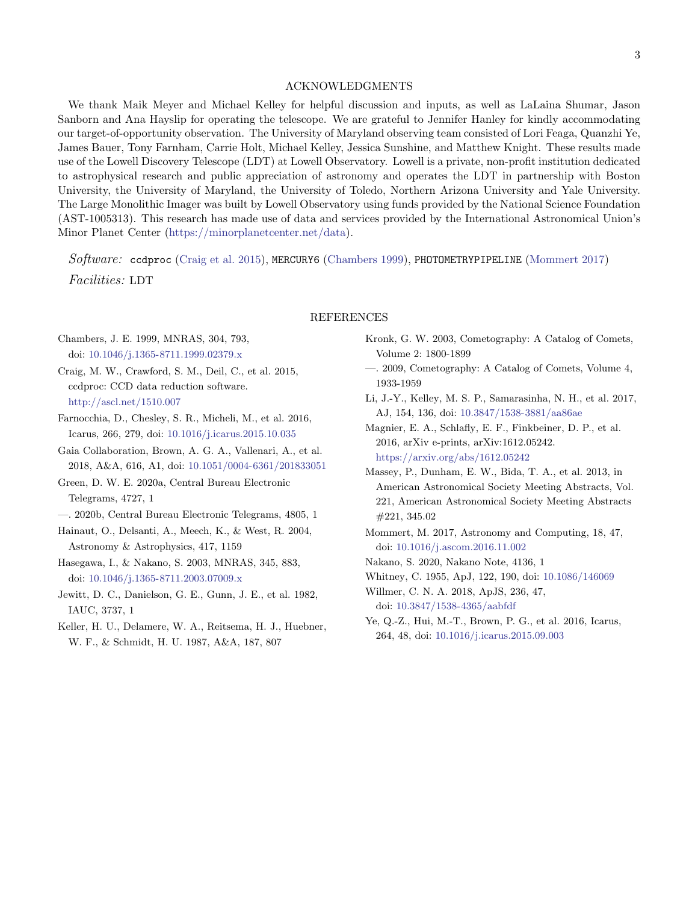## ACKNOWLEDGMENTS

We thank Maik Meyer and Michael Kelley for helpful discussion and inputs, as well as LaLaina Shumar, Jason Sanborn and Ana Hayslip for operating the telescope. We are grateful to Jennifer Hanley for kindly accommodating our target-of-opportunity observation. The University of Maryland observing team consisted of Lori Feaga, Quanzhi Ye, James Bauer, Tony Farnham, Carrie Holt, Michael Kelley, Jessica Sunshine, and Matthew Knight. These results made use of the Lowell Discovery Telescope (LDT) at Lowell Observatory. Lowell is a private, non-profit institution dedicated to astrophysical research and public appreciation of astronomy and operates the LDT in partnership with Boston University, the University of Maryland, the University of Toledo, Northern Arizona University and Yale University. The Large Monolithic Imager was built by Lowell Observatory using funds provided by the National Science Foundation (AST-1005313). This research has made use of data and services provided by the International Astronomical Union's Minor Planet Center (https://minorplanetcenter.net/data).

*Software:* `ccdproc` (Craig et al. 2015), `MERCURY6` (Chambers 1999), `PHOTOMETRYPIPELINE` (Mommert 2017)

*Facilities:* LDT

## REFERENCES

Chambers, J. E. 1999, MNRAS, 304, 793, doi: 10.1046/j.1365-8711.1999.02379.x

Craig, M. W., Crawford, S. M., Deil, C., et al. 2015, ccdproc: CCD data reduction software. http://ascl.net/1510.007

Farnocchia, D., Chesley, S. R., Micheli, M., et al. 2016, Icarus, 266, 279, doi: 10.1016/j.icarus.2015.10.035

Gaia Collaboration, Brown, A. G. A., Vallenari, A., et al. 2018, A&A, 616, A1, doi: 10.1051/0004-6361/201833051

Green, D. W. E. 2020a, Central Bureau Electronic Telegrams, 4727, 1

—. 2020b, Central Bureau Electronic Telegrams, 4805, 1

Hainaut, O., Delsanti, A., Meech, K., & West, R. 2004, Astronomy & Astrophysics, 417, 1159

Hasegawa, I., & Nakano, S. 2003, MNRAS, 345, 883, doi: 10.1046/j.1365-8711.2003.07009.x

Jewitt, D. C., Danielson, G. E., Gunn, J. E., et al. 1982, IAUC, 3737, 1

Keller, H. U., Delamere, W. A., Reitsema, H. J., Huebner, W. F., & Schmidt, H. U. 1987, A&A, 187, 807

Kronk, G. W. 2003, Cometography: A Catalog of Comets, Volume 2: 1800-1899

—. 2009, Cometography: A Catalog of Comets, Volume 4, 1933-1959

Li, J.-Y., Kelley, M. S. P., Samarasinha, N. H., et al. 2017, AJ, 154, 136, doi: 10.3847/1538-3881/aa86ae

Magnier, E. A., Schlafly, E. F., Finkbeiner, D. P., et al. 2016, arXiv e-prints, arXiv:1612.05242. https://arxiv.org/abs/1612.05242

Massey, P., Dunham, E. W., Bida, T. A., et al. 2013, in American Astronomical Society Meeting Abstracts, Vol. 221, American Astronomical Society Meeting Abstracts #221, 345.02

Mommert, M. 2017, Astronomy and Computing, 18, 47, doi: 10.1016/j.ascom.2016.11.002

Nakano, S. 2020, Nakano Note, 4136, 1

Whitney, C. 1955, ApJ, 122, 190, doi: 10.1086/146069

Willmer, C. N. A. 2018, ApJS, 236, 47, doi: 10.3847/1538-4365/aabfdf

Ye, Q.-Z., Hui, M.-T., Brown, P. G., et al. 2016, Icarus, 264, 48, doi: 10.1016/j.icarus.2015.09.003